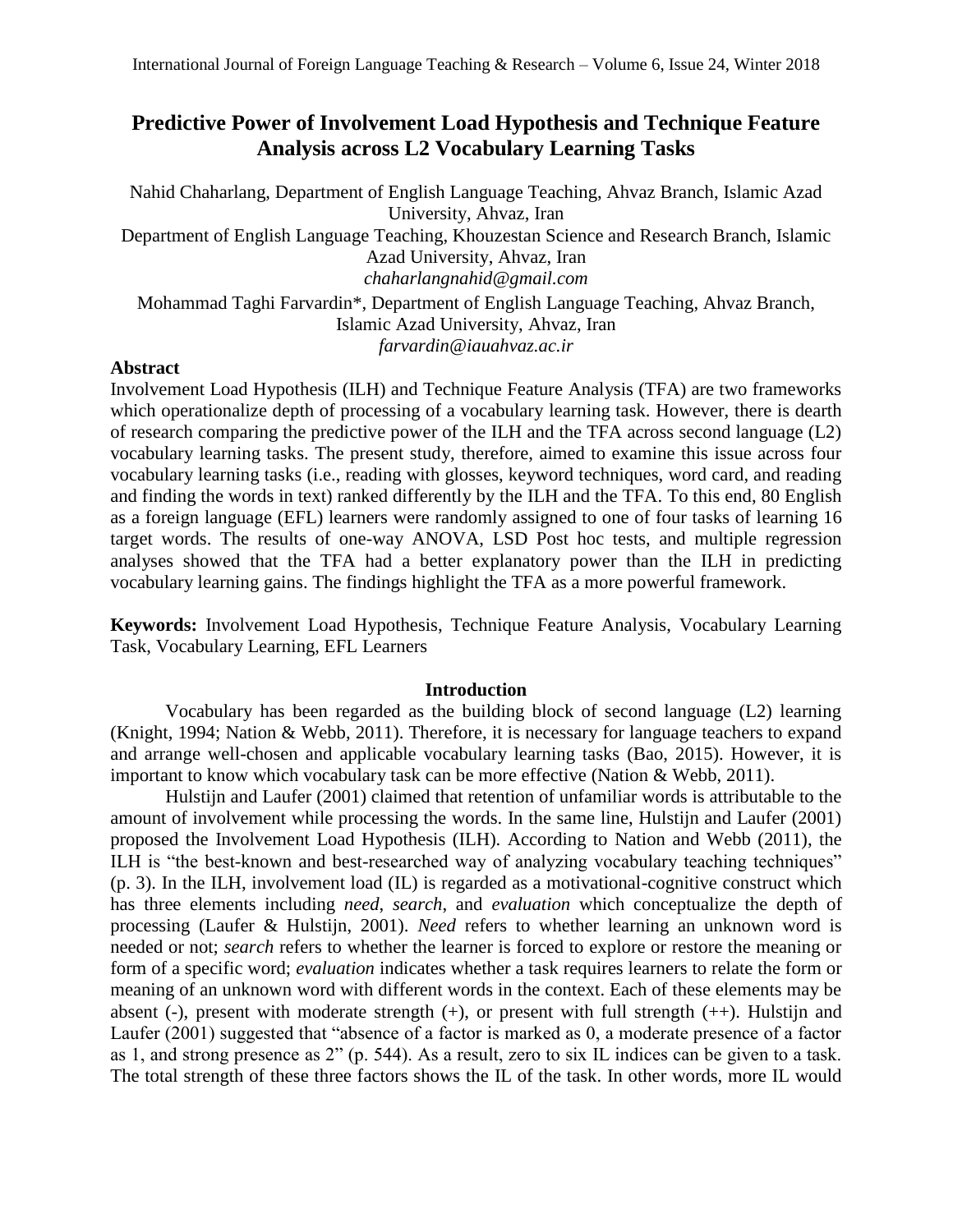# Predictive Power of Involvement Load Hypothesis and Technique Feature Analysis across L2 Vocabulary Learning Tasks

Nahid Chaharlang, Department of English Language Teaching, Ahvaz Branch, Islamic Azad University, Ahvaz, Iran
Department of English Language Teaching, Khouzestan Science and Research Branch, Islamic Azad University, Ahvaz, Iran
*chaharlangnahid@gmail.com*

Mohammad Taghi Farvardin*, Department of English Language Teaching, Ahvaz Branch, Islamic Azad University, Ahvaz, Iran
*farvardin@iauahvaz.ac.ir*

## Abstract

Involvement Load Hypothesis (ILH) and Technique Feature Analysis (TFA) are two frameworks which operationalize depth of processing of a vocabulary learning task. However, there is dearth of research comparing the predictive power of the ILH and the TFA across second language (L2) vocabulary learning tasks. The present study, therefore, aimed to examine this issue across four vocabulary learning tasks (i.e., reading with glosses, keyword techniques, word card, and reading and finding the words in text) ranked differently by the ILH and the TFA. To this end, 80 English as a foreign language (EFL) learners were randomly assigned to one of four tasks of learning 16 target words. The results of one-way ANOVA, LSD Post hoc tests, and multiple regression analyses showed that the TFA had a better explanatory power than the ILH in predicting vocabulary learning gains. The findings highlight the TFA as a more powerful framework.

**Keywords:** Involvement Load Hypothesis, Technique Feature Analysis, Vocabulary Learning Task, Vocabulary Learning, EFL Learners

## Introduction

Vocabulary has been regarded as the building block of second language (L2) learning (Knight, 1994; Nation & Webb, 2011). Therefore, it is necessary for language teachers to expand and arrange well-chosen and applicable vocabulary learning tasks (Bao, 2015). However, it is important to know which vocabulary task can be more effective (Nation & Webb, 2011).

Hulstijn and Laufer (2001) claimed that retention of unfamiliar words is attributable to the amount of involvement while processing the words. In the same line, Hulstijn and Laufer (2001) proposed the Involvement Load Hypothesis (ILH). According to Nation and Webb (2011), the ILH is "the best-known and best-researched way of analyzing vocabulary teaching techniques" (p. 3). In the ILH, involvement load (IL) is regarded as a motivational-cognitive construct which has three elements including *need*, *search*, and *evaluation* which conceptualize the depth of processing (Laufer & Hulstijn, 2001). *Need* refers to whether learning an unknown word is needed or not; *search* refers to whether the learner is forced to explore or restore the meaning or form of a specific word; *evaluation* indicates whether a task requires learners to relate the form or meaning of an unknown word with different words in the context. Each of these elements may be absent (-), present with moderate strength (+), or present with full strength (++). Hulstijn and Laufer (2001) suggested that "absence of a factor is marked as 0, a moderate presence of a factor as 1, and strong presence as 2" (p. 544). As a result, zero to six IL indices can be given to a task. The total strength of these three factors shows the IL of the task. In other words, more IL would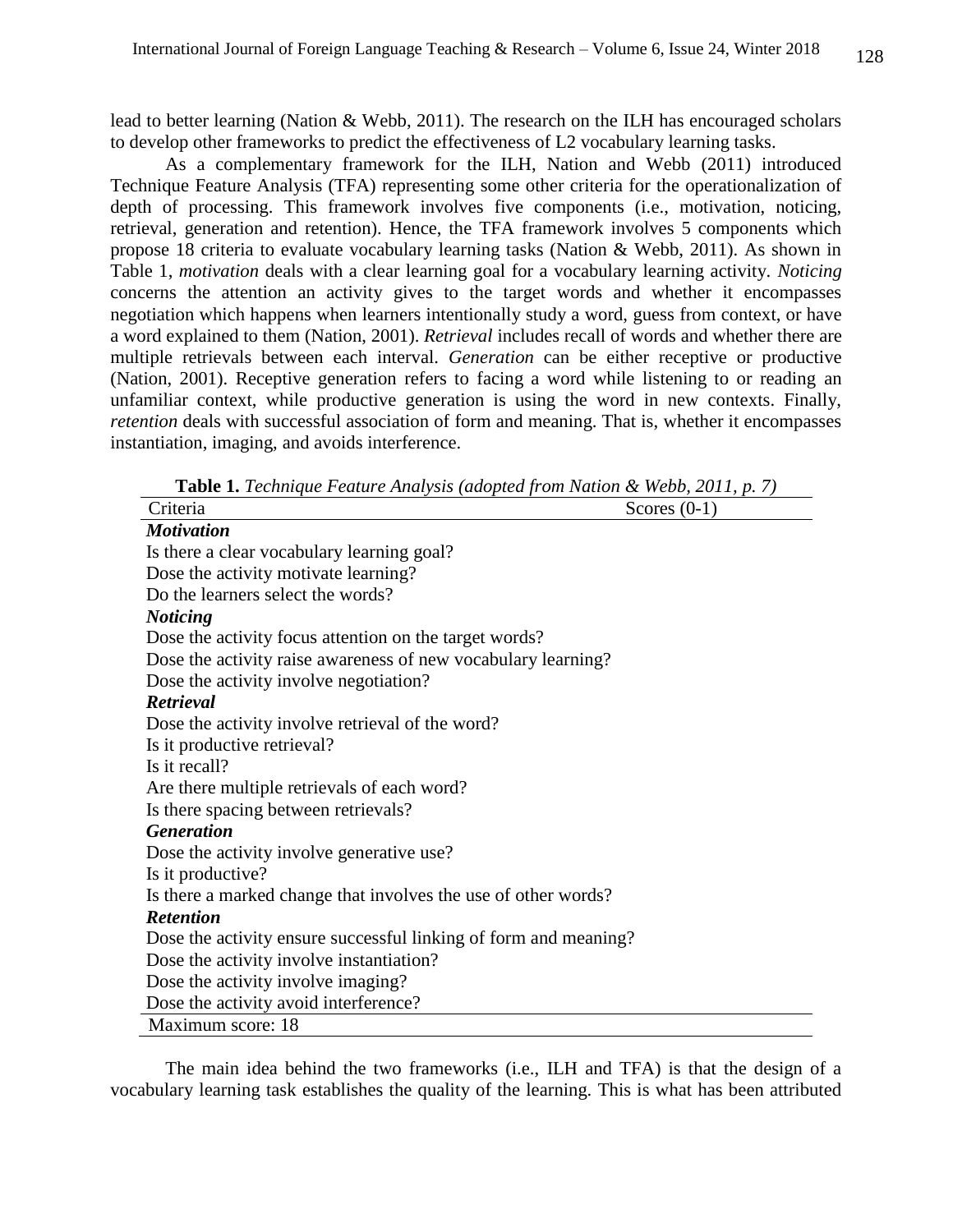lead to better learning (Nation & Webb, 2011). The research on the ILH has encouraged scholars to develop other frameworks to predict the effectiveness of L2 vocabulary learning tasks.

As a complementary framework for the ILH, Nation and Webb (2011) introduced Technique Feature Analysis (TFA) representing some other criteria for the operationalization of depth of processing. This framework involves five components (i.e., motivation, noticing, retrieval, generation and retention). Hence, the TFA framework involves 5 components which propose 18 criteria to evaluate vocabulary learning tasks (Nation & Webb, 2011). As shown in Table 1, *motivation* deals with a clear learning goal for a vocabulary learning activity. *Noticing* concerns the attention an activity gives to the target words and whether it encompasses negotiation which happens when learners intentionally study a word, guess from context, or have a word explained to them (Nation, 2001). *Retrieval* includes recall of words and whether there are multiple retrievals between each interval. *Generation* can be either receptive or productive (Nation, 2001). Receptive generation refers to facing a word while listening to or reading an unfamiliar context, while productive generation is using the word in new contexts. Finally, *retention* deals with successful association of form and meaning. That is, whether it encompasses instantiation, imaging, and avoids interference.

**Table 1.** *Technique Feature Analysis (adopted from Nation & Webb, 2011, p. 7)*

| Criteria | Scores (0-1) |
|---|---|
| ***Motivation*** | |
| Is there a clear vocabulary learning goal? | |
| Dose the activity motivate learning? | |
| Do the learners select the words? | |
| ***Noticing*** | |
| Dose the activity focus attention on the target words? | |
| Dose the activity raise awareness of new vocabulary learning? | |
| Dose the activity involve negotiation? | |
| ***Retrieval*** | |
| Dose the activity involve retrieval of the word? | |
| Is it productive retrieval? | |
| Is it recall? | |
| Are there multiple retrievals of each word? | |
| Is there spacing between retrievals? | |
| ***Generation*** | |
| Dose the activity involve generative use? | |
| Is it productive? | |
| Is there a marked change that involves the use of other words? | |
| ***Retention*** | |
| Dose the activity ensure successful linking of form and meaning? | |
| Dose the activity involve instantiation? | |
| Dose the activity involve imaging? | |
| Dose the activity avoid interference? | |
| Maximum score: 18 | |

The main idea behind the two frameworks (i.e., ILH and TFA) is that the design of a vocabulary learning task establishes the quality of the learning. This is what has been attributed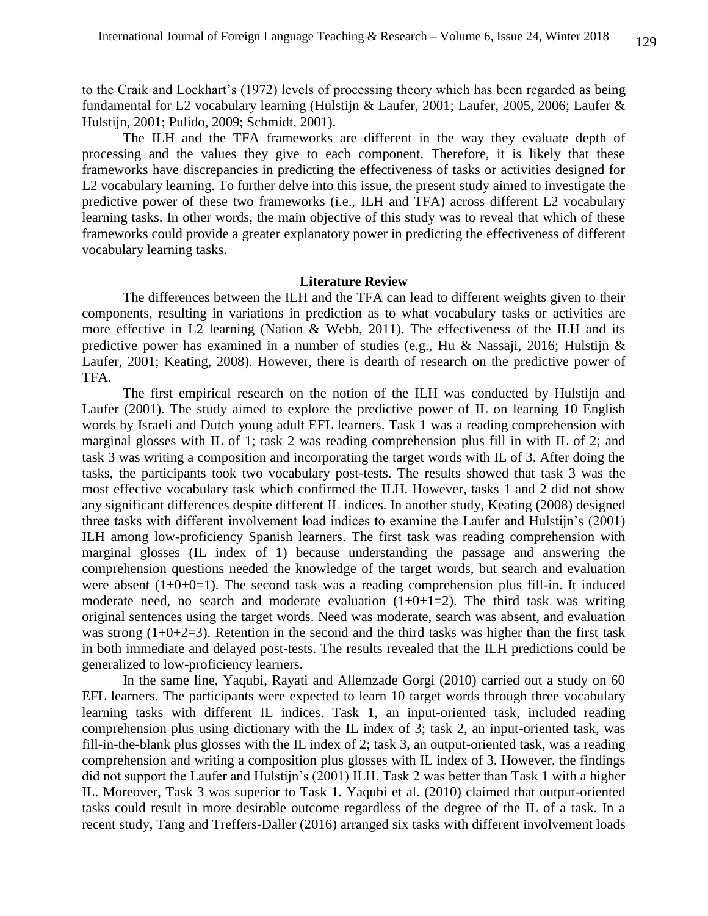to the Craik and Lockhart's (1972) levels of processing theory which has been regarded as being fundamental for L2 vocabulary learning (Hulstijn & Laufer, 2001; Laufer, 2005, 2006; Laufer & Hulstijn, 2001; Pulido, 2009; Schmidt, 2001).

The ILH and the TFA frameworks are different in the way they evaluate depth of processing and the values they give to each component. Therefore, it is likely that these frameworks have discrepancies in predicting the effectiveness of tasks or activities designed for L2 vocabulary learning. To further delve into this issue, the present study aimed to investigate the predictive power of these two frameworks (i.e., ILH and TFA) across different L2 vocabulary learning tasks. In other words, the main objective of this study was to reveal that which of these frameworks could provide a greater explanatory power in predicting the effectiveness of different vocabulary learning tasks.

## Literature Review

The differences between the ILH and the TFA can lead to different weights given to their components, resulting in variations in prediction as to what vocabulary tasks or activities are more effective in L2 learning (Nation & Webb, 2011). The effectiveness of the ILH and its predictive power has examined in a number of studies (e.g., Hu & Nassaji, 2016; Hulstijn & Laufer, 2001; Keating, 2008). However, there is dearth of research on the predictive power of TFA.

The first empirical research on the notion of the ILH was conducted by Hulstijn and Laufer (2001). The study aimed to explore the predictive power of IL on learning 10 English words by Israeli and Dutch young adult EFL learners. Task 1 was a reading comprehension with marginal glosses with IL of 1; task 2 was reading comprehension plus fill in with IL of 2; and task 3 was writing a composition and incorporating the target words with IL of 3. After doing the tasks, the participants took two vocabulary post-tests. The results showed that task 3 was the most effective vocabulary task which confirmed the ILH. However, tasks 1 and 2 did not show any significant differences despite different IL indices. In another study, Keating (2008) designed three tasks with different involvement load indices to examine the Laufer and Hulstijn's (2001) ILH among low-proficiency Spanish learners. The first task was reading comprehension with marginal glosses (IL index of 1) because understanding the passage and answering the comprehension questions needed the knowledge of the target words, but search and evaluation were absent (1+0+0=1). The second task was a reading comprehension plus fill-in. It induced moderate need, no search and moderate evaluation (1+0+1=2). The third task was writing original sentences using the target words. Need was moderate, search was absent, and evaluation was strong (1+0+2=3). Retention in the second and the third tasks was higher than the first task in both immediate and delayed post-tests. The results revealed that the ILH predictions could be generalized to low-proficiency learners.

In the same line, Yaqubi, Rayati and Allemzade Gorgi (2010) carried out a study on 60 EFL learners. The participants were expected to learn 10 target words through three vocabulary learning tasks with different IL indices. Task 1, an input-oriented task, included reading comprehension plus using dictionary with the IL index of 3; task 2, an input-oriented task, was fill-in-the-blank plus glosses with the IL index of 2; task 3, an output-oriented task, was a reading comprehension and writing a composition plus glosses with IL index of 3. However, the findings did not support the Laufer and Hulstijn's (2001) ILH. Task 2 was better than Task 1 with a higher IL. Moreover, Task 3 was superior to Task 1. Yaqubi et al. (2010) claimed that output-oriented tasks could result in more desirable outcome regardless of the degree of the IL of a task. In a recent study, Tang and Treffers-Daller (2016) arranged six tasks with different involvement loads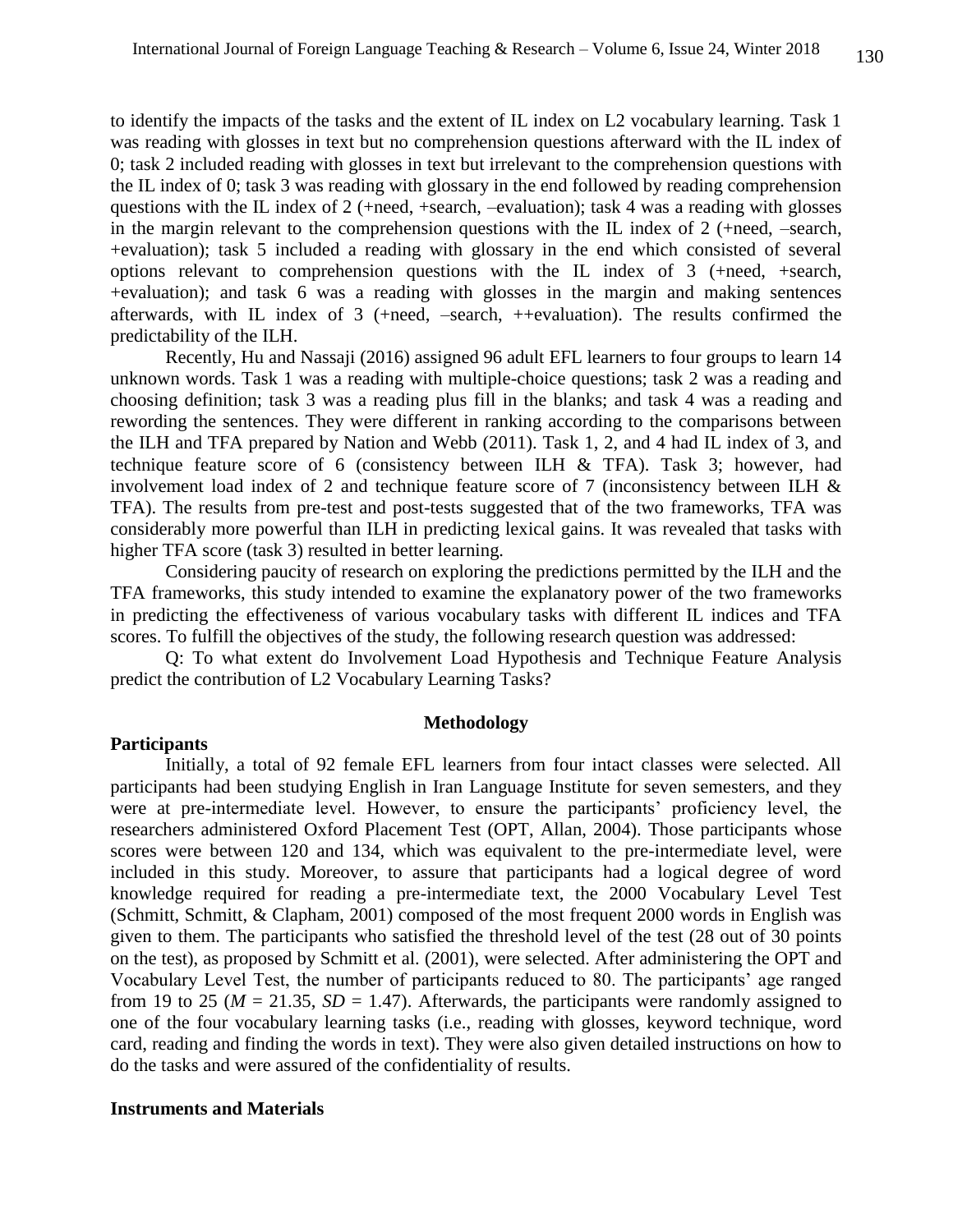to identify the impacts of the tasks and the extent of IL index on L2 vocabulary learning. Task 1 was reading with glosses in text but no comprehension questions afterward with the IL index of 0; task 2 included reading with glosses in text but irrelevant to the comprehension questions with the IL index of 0; task 3 was reading with glossary in the end followed by reading comprehension questions with the IL index of 2 (+need, +search, –evaluation); task 4 was a reading with glosses in the margin relevant to the comprehension questions with the IL index of 2 (+need, –search, +evaluation); task 5 included a reading with glossary in the end which consisted of several options relevant to comprehension questions with the IL index of 3 (+need, +search, +evaluation); and task 6 was a reading with glosses in the margin and making sentences afterwards, with IL index of 3 (+need, –search, ++evaluation). The results confirmed the predictability of the ILH.

Recently, Hu and Nassaji (2016) assigned 96 adult EFL learners to four groups to learn 14 unknown words. Task 1 was a reading with multiple-choice questions; task 2 was a reading and choosing definition; task 3 was a reading plus fill in the blanks; and task 4 was a reading and rewording the sentences. They were different in ranking according to the comparisons between the ILH and TFA prepared by Nation and Webb (2011). Task 1, 2, and 4 had IL index of 3, and technique feature score of 6 (consistency between ILH & TFA). Task 3; however, had involvement load index of 2 and technique feature score of 7 (inconsistency between ILH & TFA). The results from pre-test and post-tests suggested that of the two frameworks, TFA was considerably more powerful than ILH in predicting lexical gains. It was revealed that tasks with higher TFA score (task 3) resulted in better learning.

Considering paucity of research on exploring the predictions permitted by the ILH and the TFA frameworks, this study intended to examine the explanatory power of the two frameworks in predicting the effectiveness of various vocabulary tasks with different IL indices and TFA scores. To fulfill the objectives of the study, the following research question was addressed:

Q: To what extent do Involvement Load Hypothesis and Technique Feature Analysis predict the contribution of L2 Vocabulary Learning Tasks?

## Methodology

### Participants

Initially, a total of 92 female EFL learners from four intact classes were selected. All participants had been studying English in Iran Language Institute for seven semesters, and they were at pre-intermediate level. However, to ensure the participants' proficiency level, the researchers administered Oxford Placement Test (OPT, Allan, 2004). Those participants whose scores were between 120 and 134, which was equivalent to the pre-intermediate level, were included in this study. Moreover, to assure that participants had a logical degree of word knowledge required for reading a pre-intermediate text, the 2000 Vocabulary Level Test (Schmitt, Schmitt, & Clapham, 2001) composed of the most frequent 2000 words in English was given to them. The participants who satisfied the threshold level of the test (28 out of 30 points on the test), as proposed by Schmitt et al. (2001), were selected. After administering the OPT and Vocabulary Level Test, the number of participants reduced to 80. The participants' age ranged from 19 to 25 ($M$ = 21.35, $SD$ = 1.47). Afterwards, the participants were randomly assigned to one of the four vocabulary learning tasks (i.e., reading with glosses, keyword technique, word card, reading and finding the words in text). They were also given detailed instructions on how to do the tasks and were assured of the confidentiality of results.

### Instruments and Materials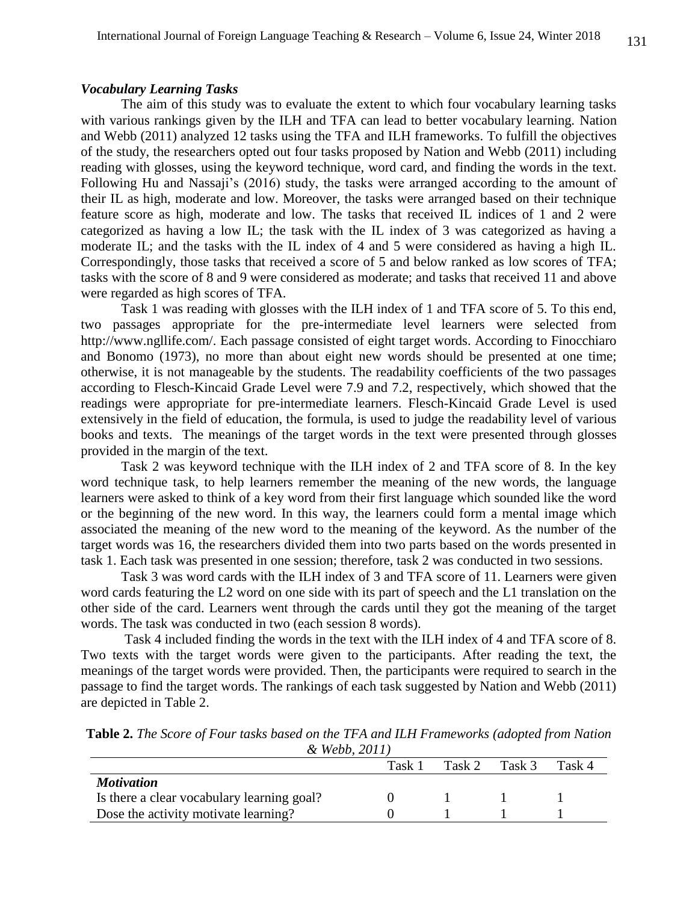### *Vocabulary Learning Tasks*

The aim of this study was to evaluate the extent to which four vocabulary learning tasks with various rankings given by the ILH and TFA can lead to better vocabulary learning. Nation and Webb (2011) analyzed 12 tasks using the TFA and ILH frameworks. To fulfill the objectives of the study, the researchers opted out four tasks proposed by Nation and Webb (2011) including reading with glosses, using the keyword technique, word card, and finding the words in the text. Following Hu and Nassaji's (2016) study, the tasks were arranged according to the amount of their IL as high, moderate and low. Moreover, the tasks were arranged based on their technique feature score as high, moderate and low. The tasks that received IL indices of 1 and 2 were categorized as having a low IL; the task with the IL index of 3 was categorized as having a moderate IL; and the tasks with the IL index of 4 and 5 were considered as having a high IL. Correspondingly, those tasks that received a score of 5 and below ranked as low scores of TFA; tasks with the score of 8 and 9 were considered as moderate; and tasks that received 11 and above were regarded as high scores of TFA.

Task 1 was reading with glosses with the ILH index of 1 and TFA score of 5. To this end, two passages appropriate for the pre-intermediate level learners were selected from http://www.ngllife.com/. Each passage consisted of eight target words. According to Finocchiaro and Bonomo (1973), no more than about eight new words should be presented at one time; otherwise, it is not manageable by the students. The readability coefficients of the two passages according to Flesch-Kincaid Grade Level were 7.9 and 7.2, respectively, which showed that the readings were appropriate for pre-intermediate learners. Flesch-Kincaid Grade Level is used extensively in the field of education, the formula, is used to judge the readability level of various books and texts. The meanings of the target words in the text were presented through glosses provided in the margin of the text.

Task 2 was keyword technique with the ILH index of 2 and TFA score of 8. In the key word technique task, to help learners remember the meaning of the new words, the language learners were asked to think of a key word from their first language which sounded like the word or the beginning of the new word. In this way, the learners could form a mental image which associated the meaning of the new word to the meaning of the keyword. As the number of the target words was 16, the researchers divided them into two parts based on the words presented in task 1. Each task was presented in one session; therefore, task 2 was conducted in two sessions.

Task 3 was word cards with the ILH index of 3 and TFA score of 11. Learners were given word cards featuring the L2 word on one side with its part of speech and the L1 translation on the other side of the card. Learners went through the cards until they got the meaning of the target words. The task was conducted in two (each session 8 words).

Task 4 included finding the words in the text with the ILH index of 4 and TFA score of 8. Two texts with the target words were given to the participants. After reading the text, the meanings of the target words were provided. Then, the participants were required to search in the passage to find the target words. The rankings of each task suggested by Nation and Webb (2011) are depicted in Table 2.

**Table 2.** *The Score of Four tasks based on the TFA and ILH Frameworks (adopted from Nation & Webb, 2011)*

| | Task 1 | Task 2 | Task 3 | Task 4 |
|---|---|---|---|---|
| ***Motivation*** | | | | |
| Is there a clear vocabulary learning goal? | 0 | 1 | 1 | 1 |
| Dose the activity motivate learning? | 0 | 1 | 1 | 1 |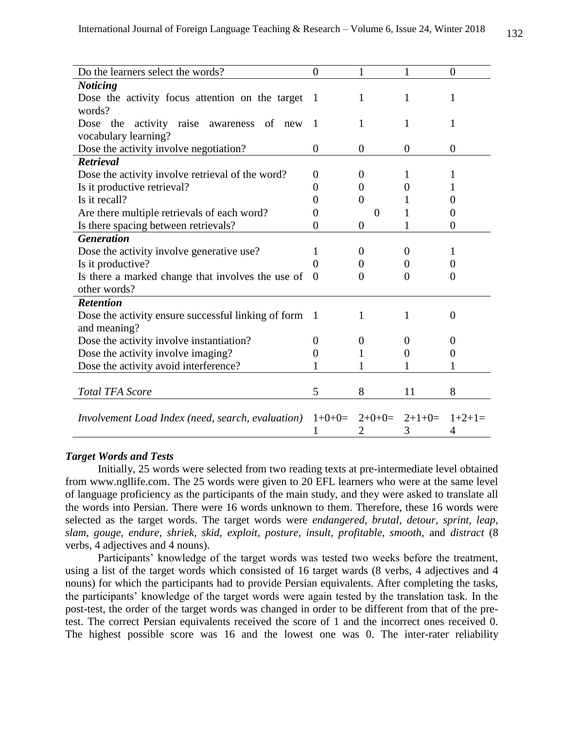| | | | | |
|---|---|---|---|---|
| Do the learners select the words? | 0 | 1 | 1 | 0 |
| ***Noticing*** | | | | |
| Dose the activity focus attention on the target words? | 1 | 1 | 1 | 1 |
| Dose the activity raise awareness of new vocabulary learning? | 1 | 1 | 1 | 1 |
| Dose the activity involve negotiation? | 0 | 0 | 0 | 0 |
| ***Retrieval*** | | | | |
| Dose the activity involve retrieval of the word? | 0 | 0 | 1 | 1 |
| Is it productive retrieval? | 0 | 0 | 0 | 1 |
| Is it recall? | 0 | 0 | 1 | 0 |
| Are there multiple retrievals of each word? | 0 | 0 | 1 | 0 |
| Is there spacing between retrievals? | 0 | 0 | 1 | 0 |
| ***Generation*** | | | | |
| Dose the activity involve generative use? | 1 | 0 | 0 | 1 |
| Is it productive? | 0 | 0 | 0 | 0 |
| Is there a marked change that involves the use of other words? | 0 | 0 | 0 | 0 |
| ***Retention*** | | | | |
| Dose the activity ensure successful linking of form and meaning? | 1 | 1 | 1 | 0 |
| Dose the activity involve instantiation? | 0 | 0 | 0 | 0 |
| Dose the activity involve imaging? | 0 | 1 | 0 | 0 |
| Dose the activity avoid interference? | 1 | 1 | 1 | 1 |
| *Total TFA Score* | 5 | 8 | 11 | 8 |
| *Involvement Load Index (need, search, evaluation)* | 1+0+0= 1 | 2+0+0= 2 | 2+1+0= 3 | 1+2+1= 4 |

***Target Words and Tests***

Initially, 25 words were selected from two reading texts at pre-intermediate level obtained from www.ngllife.com. The 25 words were given to 20 EFL learners who were at the same level of language proficiency as the participants of the main study, and they were asked to translate all the words into Persian. There were 16 words unknown to them. Therefore, these 16 words were selected as the target words. The target words were *endangered, brutal, detour, sprint, leap, slam, gouge, endure, shriek, skid, exploit, posture, insult, profitable, smooth,* and *distract* (8 verbs, 4 adjectives and 4 nouns).

Participants' knowledge of the target words was tested two weeks before the treatment, using a list of the target words which consisted of 16 target wards (8 verbs, 4 adjectives and 4 nouns) for which the participants had to provide Persian equivalents. After completing the tasks, the participants' knowledge of the target words were again tested by the translation task. In the post-test, the order of the target words was changed in order to be different from that of the pre-test. The correct Persian equivalents received the score of 1 and the incorrect ones received 0. The highest possible score was 16 and the lowest one was 0. The inter-rater reliability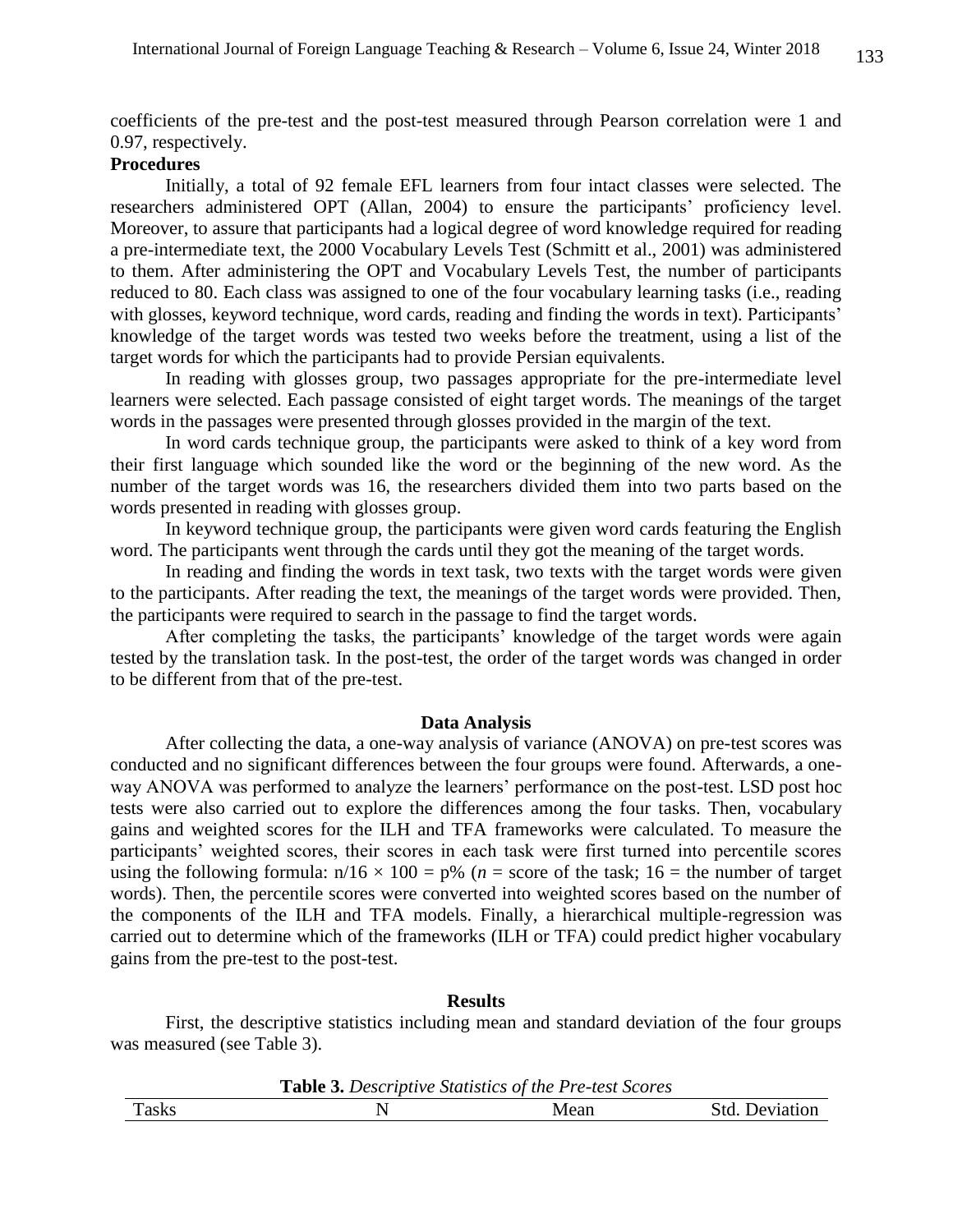coefficients of the pre-test and the post-test measured through Pearson correlation were 1 and 0.97, respectively.

**Procedures**

Initially, a total of 92 female EFL learners from four intact classes were selected. The researchers administered OPT (Allan, 2004) to ensure the participants' proficiency level. Moreover, to assure that participants had a logical degree of word knowledge required for reading a pre-intermediate text, the 2000 Vocabulary Levels Test (Schmitt et al., 2001) was administered to them. After administering the OPT and Vocabulary Levels Test, the number of participants reduced to 80. Each class was assigned to one of the four vocabulary learning tasks (i.e., reading with glosses, keyword technique, word cards, reading and finding the words in text). Participants' knowledge of the target words was tested two weeks before the treatment, using a list of the target words for which the participants had to provide Persian equivalents.

In reading with glosses group, two passages appropriate for the pre-intermediate level learners were selected. Each passage consisted of eight target words. The meanings of the target words in the passages were presented through glosses provided in the margin of the text.

In word cards technique group, the participants were asked to think of a key word from their first language which sounded like the word or the beginning of the new word. As the number of the target words was 16, the researchers divided them into two parts based on the words presented in reading with glosses group.

In keyword technique group, the participants were given word cards featuring the English word. The participants went through the cards until they got the meaning of the target words.

In reading and finding the words in text task, two texts with the target words were given to the participants. After reading the text, the meanings of the target words were provided. Then, the participants were required to search in the passage to find the target words.

After completing the tasks, the participants' knowledge of the target words were again tested by the translation task. In the post-test, the order of the target words was changed in order to be different from that of the pre-test.

## Data Analysis

After collecting the data, a one-way analysis of variance (ANOVA) on pre-test scores was conducted and no significant differences between the four groups were found. Afterwards, a one-way ANOVA was performed to analyze the learners' performance on the post-test. LSD post hoc tests were also carried out to explore the differences among the four tasks. Then, vocabulary gains and weighted scores for the ILH and TFA frameworks were calculated. To measure the participants' weighted scores, their scores in each task were first turned into percentile scores using the following formula: $n/16 \times 100 = p\%$ ($n$ = score of the task; 16 = the number of target words). Then, the percentile scores were converted into weighted scores based on the number of the components of the ILH and TFA models. Finally, a hierarchical multiple-regression was carried out to determine which of the frameworks (ILH or TFA) could predict higher vocabulary gains from the pre-test to the post-test.

## Results

First, the descriptive statistics including mean and standard deviation of the four groups was measured (see Table 3).

**Table 3.** *Descriptive Statistics of the Pre-test Scores*

| Tasks | N | Mean | Std. Deviation |
|---|---|---|---|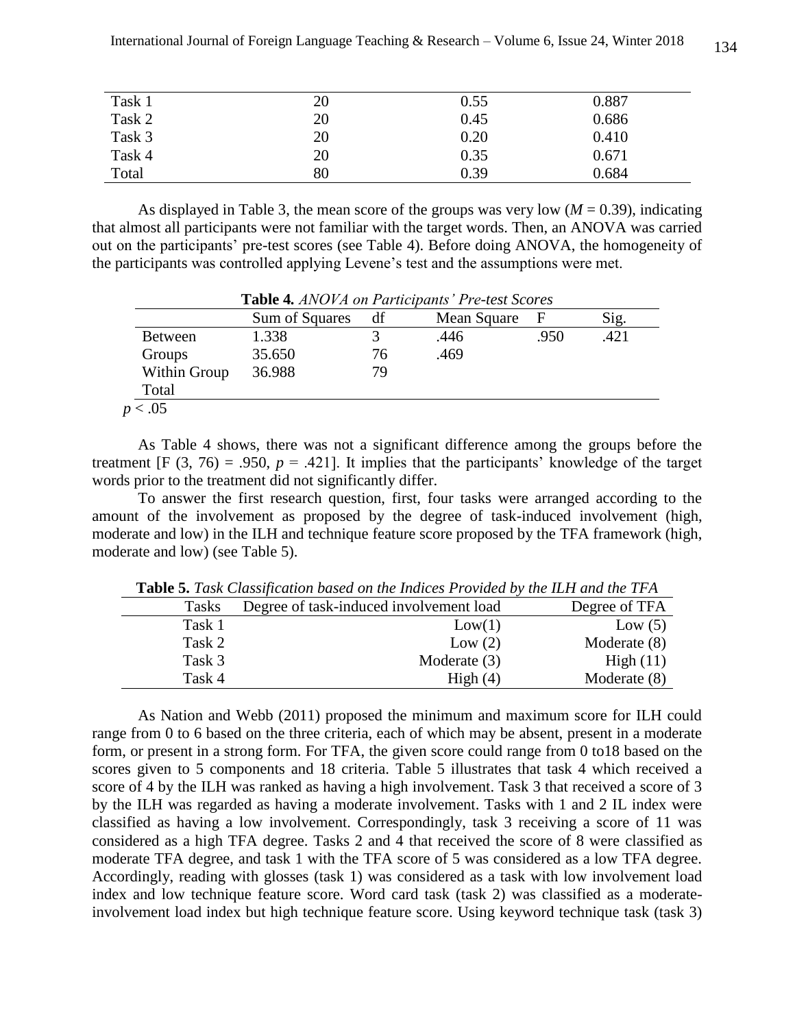| Task 1 | 20 | 0.55 | 0.887 |
|---|---|---|---|
| Task 2 | 20 | 0.45 | 0.686 |
| Task 3 | 20 | 0.20 | 0.410 |
| Task 4 | 20 | 0.35 | 0.671 |
| Total | 80 | 0.39 | 0.684 |

As displayed in Table 3, the mean score of the groups was very low ($M = 0.39$), indicating that almost all participants were not familiar with the target words. Then, an ANOVA was carried out on the participants' pre-test scores (see Table 4). Before doing ANOVA, the homogeneity of the participants was controlled applying Levene's test and the assumptions were met.

**Table 4.** *ANOVA on Participants' Pre-test Scores*

| | Sum of Squares | df | Mean Square | F | Sig. |
|---|---|---|---|---|---|
| Between Groups | 1.338 | 3 | .446 | .950 | .421 |
| Within Group | 35.650 | 76 | .469 | | |
| Total | 36.988 | 79 | | | |

$p < .05$

As Table 4 shows, there was not a significant difference among the groups before the treatment [$F(3, 76) = .950$, $p = .421$]. It implies that the participants' knowledge of the target words prior to the treatment did not significantly differ.

To answer the first research question, first, four tasks were arranged according to the amount of the involvement as proposed by the degree of task-induced involvement (high, moderate and low) in the ILH and technique feature score proposed by the TFA framework (high, moderate and low) (see Table 5).

**Table 5.** *Task Classification based on the Indices Provided by the ILH and the TFA*

| Tasks | Degree of task-induced involvement load | Degree of TFA |
|---|---|---|
| Task 1 | Low(1) | Low (5) |
| Task 2 | Low (2) | Moderate (8) |
| Task 3 | Moderate (3) | High (11) |
| Task 4 | High (4) | Moderate (8) |

As Nation and Webb (2011) proposed the minimum and maximum score for ILH could range from 0 to 6 based on the three criteria, each of which may be absent, present in a moderate form, or present in a strong form. For TFA, the given score could range from 0 to18 based on the scores given to 5 components and 18 criteria. Table 5 illustrates that task 4 which received a score of 4 by the ILH was ranked as having a high involvement. Task 3 that received a score of 3 by the ILH was regarded as having a moderate involvement. Tasks with 1 and 2 IL index were classified as having a low involvement. Correspondingly, task 3 receiving a score of 11 was considered as a high TFA degree. Tasks 2 and 4 that received the score of 8 were classified as moderate TFA degree, and task 1 with the TFA score of 5 was considered as a low TFA degree. Accordingly, reading with glosses (task 1) was considered as a task with low involvement load index and low technique feature score. Word card task (task 2) was classified as a moderate-involvement load index but high technique feature score. Using keyword technique task (task 3)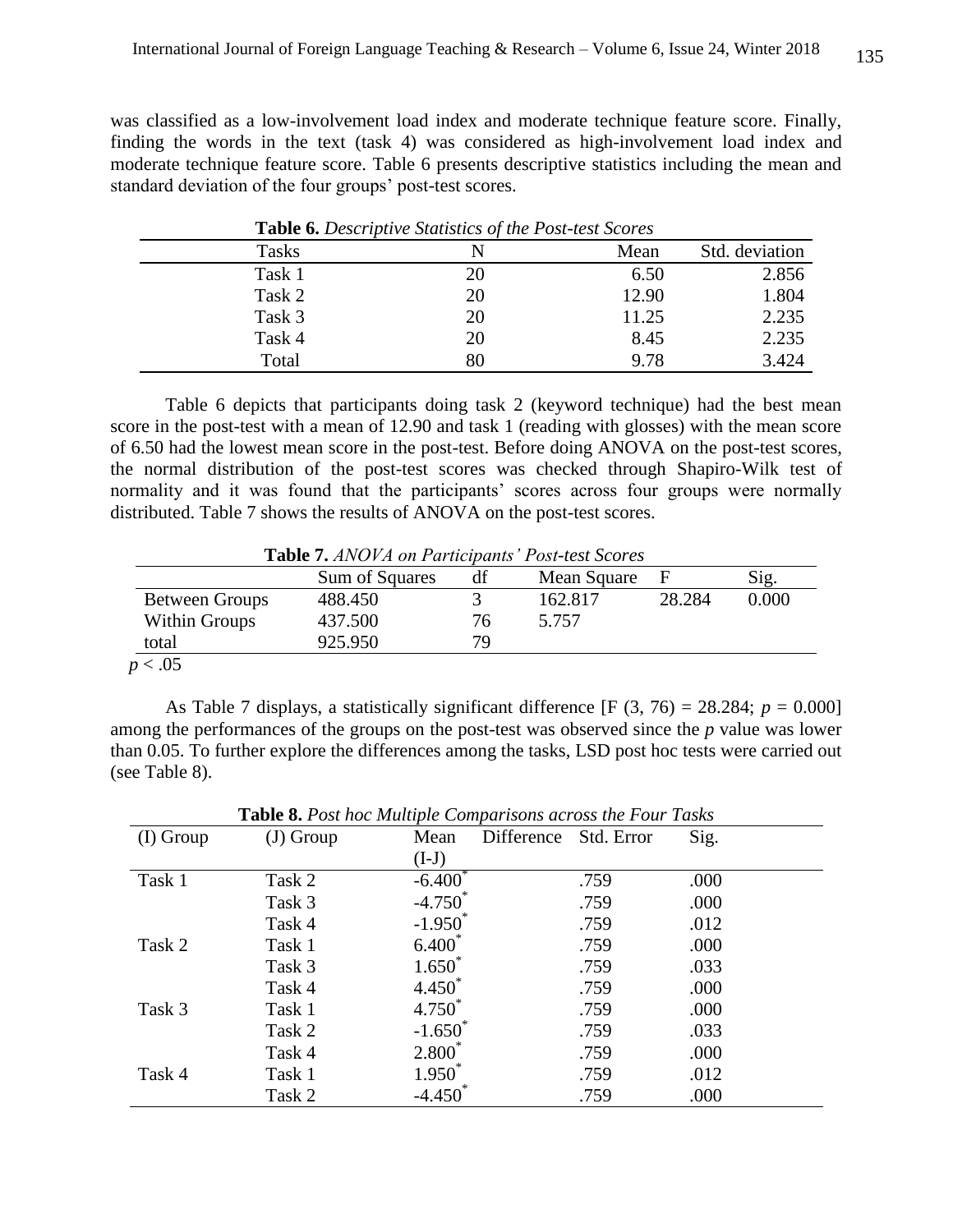was classified as a low-involvement load index and moderate technique feature score. Finally, finding the words in the text (task 4) was considered as high-involvement load index and moderate technique feature score. Table 6 presents descriptive statistics including the mean and standard deviation of the four groups' post-test scores.

**Table 6.** *Descriptive Statistics of the Post-test Scores*

| Tasks | N | Mean | Std. deviation |
|---|---|---|---|
| Task 1 | 20 | 6.50 | 2.856 |
| Task 2 | 20 | 12.90 | 1.804 |
| Task 3 | 20 | 11.25 | 2.235 |
| Task 4 | 20 | 8.45 | 2.235 |
| Total | 80 | 9.78 | 3.424 |

Table 6 depicts that participants doing task 2 (keyword technique) had the best mean score in the post-test with a mean of 12.90 and task 1 (reading with glosses) with the mean score of 6.50 had the lowest mean score in the post-test. Before doing ANOVA on the post-test scores, the normal distribution of the post-test scores was checked through Shapiro-Wilk test of normality and it was found that the participants' scores across four groups were normally distributed. Table 7 shows the results of ANOVA on the post-test scores.

**Table 7.** *ANOVA on Participants' Post-test Scores*

| | Sum of Squares | df | Mean Square | F | Sig. |
|---|---|---|---|---|---|
| Between Groups | 488.450 | 3 | 162.817 | 28.284 | 0.000 |
| Within Groups | 437.500 | 76 | 5.757 | | |
| total | 925.950 | 79 | | | |

$p < .05$

As Table 7 displays, a statistically significant difference [F (3, 76) = 28.284; $p$ = 0.000] among the performances of the groups on the post-test was observed since the $p$ value was lower than 0.05. To further explore the differences among the tasks, LSD post hoc tests were carried out (see Table 8).

**Table 8.** *Post hoc Multiple Comparisons across the Four Tasks*

| (I) Group | (J) Group | Mean Difference (I-J) | Std. Error | Sig. |
|---|---|---|---|---|
| Task 1 | Task 2 | -6.400* | .759 | .000 |
| | Task 3 | -4.750* | .759 | .000 |
| | Task 4 | -1.950* | .759 | .012 |
| Task 2 | Task 1 | 6.400* | .759 | .000 |
| | Task 3 | 1.650* | .759 | .033 |
| | Task 4 | 4.450* | .759 | .000 |
| Task 3 | Task 1 | 4.750* | .759 | .000 |
| | Task 2 | -1.650* | .759 | .033 |
| | Task 4 | 2.800* | .759 | .000 |
| Task 4 | Task 1 | 1.950* | .759 | .012 |
| | Task 2 | -4.450* | .759 | .000 |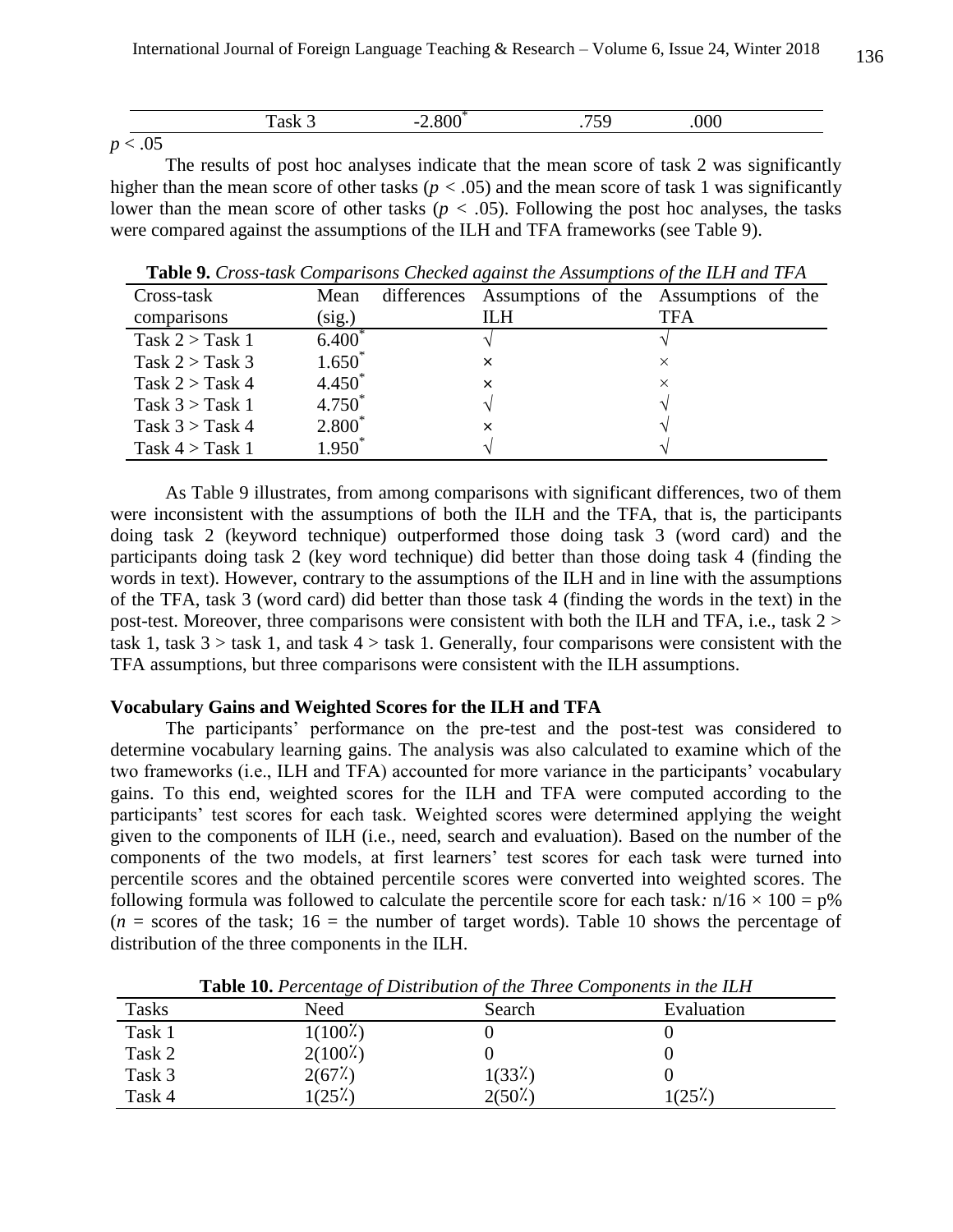|  | Task 3 | $-2.800^{*}$ | .759 | .000 |
|---|---|---|---|---|

$p < .05$

The results of post hoc analyses indicate that the mean score of task 2 was significantly higher than the mean score of other tasks ($p < .05$) and the mean score of task 1 was significantly lower than the mean score of other tasks ($p < .05$). Following the post hoc analyses, the tasks were compared against the assumptions of the ILH and TFA frameworks (see Table 9).

**Table 9.** *Cross-task Comparisons Checked against the Assumptions of the ILH and TFA*

| Cross-task comparisons | Mean differences (sig.) | Assumptions of the ILH | Assumptions of the TFA |
|---|---|---|---|
| Task 2 > Task 1 | $6.400^{*}$ | √ | √ |
| Task 2 > Task 3 | $1.650^{*}$ | × | × |
| Task 2 > Task 4 | $4.450^{*}$ | × | × |
| Task 3 > Task 1 | $4.750^{*}$ | √ | √ |
| Task 3 > Task 4 | $2.800^{*}$ | × | √ |
| Task 4 > Task 1 | $1.950^{*}$ | √ | √ |

As Table 9 illustrates, from among comparisons with significant differences, two of them were inconsistent with the assumptions of both the ILH and the TFA, that is, the participants doing task 2 (keyword technique) outperformed those doing task 3 (word card) and the participants doing task 2 (key word technique) did better than those doing task 4 (finding the words in text). However, contrary to the assumptions of the ILH and in line with the assumptions of the TFA, task 3 (word card) did better than those task 4 (finding the words in the text) in the post-test. Moreover, three comparisons were consistent with both the ILH and TFA, i.e., task 2 > task 1, task 3 > task 1, and task 4 > task 1. Generally, four comparisons were consistent with the TFA assumptions, but three comparisons were consistent with the ILH assumptions.

### Vocabulary Gains and Weighted Scores for the ILH and TFA

The participants' performance on the pre-test and the post-test was considered to determine vocabulary learning gains. The analysis was also calculated to examine which of the two frameworks (i.e., ILH and TFA) accounted for more variance in the participants' vocabulary gains. To this end, weighted scores for the ILH and TFA were computed according to the participants' test scores for each task. Weighted scores were determined applying the weight given to the components of ILH (i.e., need, search and evaluation). Based on the number of the components of the two models, at first learners' test scores for each task were turned into percentile scores and the obtained percentile scores were converted into weighted scores. The following formula was followed to calculate the percentile score for each task*:* $n/16 \times 100 = p\%$ ($n$ = scores of the task; 16 = the number of target words). Table 10 shows the percentage of distribution of the three components in the ILH.

**Table 10.** *Percentage of Distribution of the Three Components in the ILH*

| Tasks | Need | Search | Evaluation |
|---|---|---|---|
| Task 1 | 1(100%) | 0 | 0 |
| Task 2 | 2(100%) | 0 | 0 |
| Task 3 | 2(67%) | 1(33%) | 0 |
| Task 4 | 1(25%) | 2(50%) | 1(25%) |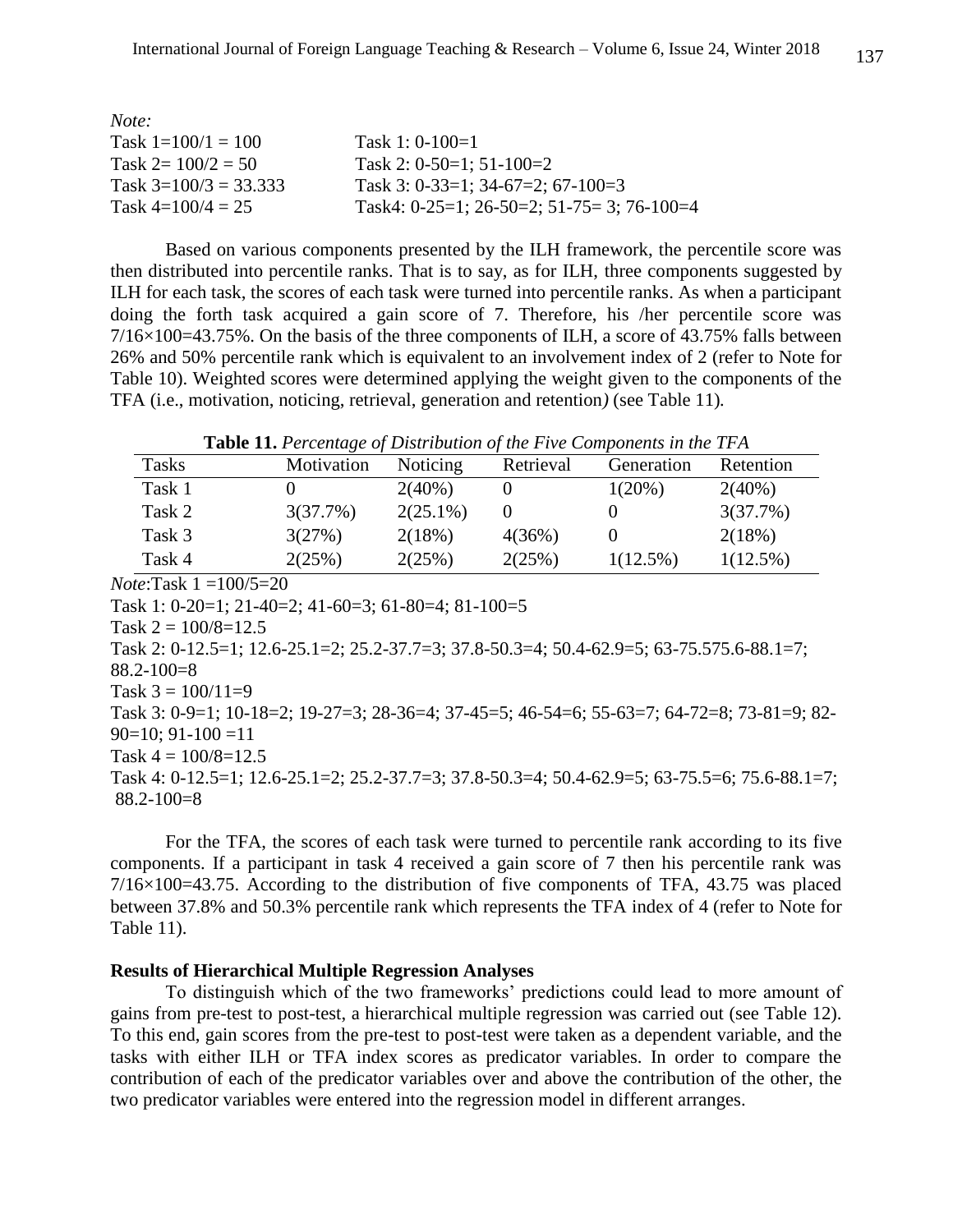*Note:*

Task 1=100/1 = 100 &nbsp;&nbsp;&nbsp;&nbsp; Task 1: 0-100=1

Task 2= 100/2 = 50 &nbsp;&nbsp;&nbsp;&nbsp; Task 2: 0-50=1; 51-100=2

Task 3=100/3 = 33.333 &nbsp;&nbsp;&nbsp;&nbsp; Task 3: 0-33=1; 34-67=2; 67-100=3

Task 4=100/4 = 25 &nbsp;&nbsp;&nbsp;&nbsp; Task4: 0-25=1; 26-50=2; 51-75= 3; 76-100=4

Based on various components presented by the ILH framework, the percentile score was then distributed into percentile ranks. That is to say, as for ILH, three components suggested by ILH for each task, the scores of each task were turned into percentile ranks. As when a participant doing the forth task acquired a gain score of 7. Therefore, his /her percentile score was 7/16×100=43.75%. On the basis of the three components of ILH, a score of 43.75% falls between 26% and 50% percentile rank which is equivalent to an involvement index of 2 (refer to Note for Table 10). Weighted scores were determined applying the weight given to the components of the TFA (i.e., motivation, noticing, retrieval, generation and retention*)* (see Table 11)*.*

**Table 11.** *Percentage of Distribution of the Five Components in the TFA*

| Tasks | Motivation | Noticing | Retrieval | Generation | Retention |
|---|---|---|---|---|---|
| Task 1 | 0 | 2(40%) | 0 | 1(20%) | 2(40%) |
| Task 2 | 3(37.7%) | 2(25.1%) | 0 | 0 | 3(37.7%) |
| Task 3 | 3(27%) | 2(18%) | 4(36%) | 0 | 2(18%) |
| Task 4 | 2(25%) | 2(25%) | 2(25%) | 1(12.5%) | 1(12.5%) |

*Note*:Task 1 =100/5=20

Task 1: 0-20=1; 21-40=2; 41-60=3; 61-80=4; 81-100=5

Task 2 = 100/8=12.5

Task 2: 0-12.5=1; 12.6-25.1=2; 25.2-37.7=3; 37.8-50.3=4; 50.4-62.9=5; 63-75.575.6-88.1=7; 88.2-100=8

Task 3 = 100/11=9

Task 3: 0-9=1; 10-18=2; 19-27=3; 28-36=4; 37-45=5; 46-54=6; 55-63=7; 64-72=8; 73-81=9; 82-90=10; 91-100 =11

Task 4 = 100/8=12.5

Task 4: 0-12.5=1; 12.6-25.1=2; 25.2-37.7=3; 37.8-50.3=4; 50.4-62.9=5; 63-75.5=6; 75.6-88.1=7; 88.2-100=8

For the TFA, the scores of each task were turned to percentile rank according to its five components. If a participant in task 4 received a gain score of 7 then his percentile rank was 7/16×100=43.75. According to the distribution of five components of TFA, 43.75 was placed between 37.8% and 50.3% percentile rank which represents the TFA index of 4 (refer to Note for Table 11).

**Results of Hierarchical Multiple Regression Analyses**

To distinguish which of the two frameworks' predictions could lead to more amount of gains from pre-test to post-test, a hierarchical multiple regression was carried out (see Table 12). To this end, gain scores from the pre-test to post-test were taken as a dependent variable, and the tasks with either ILH or TFA index scores as predicator variables. In order to compare the contribution of each of the predicator variables over and above the contribution of the other, the two predicator variables were entered into the regression model in different arranges.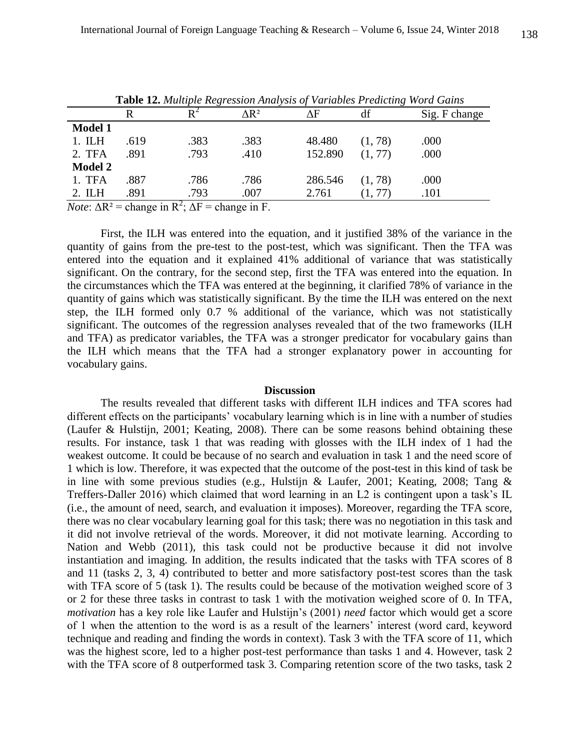**Table 12.** *Multiple Regression Analysis of Variables Predicting Word Gains*

| | R | $R^2$ | $\Delta R^2$ | $\Delta F$ | df | Sig. F change |
|---|---|---|---|---|---|---|
| **Model 1** | | | | | | |
| 1. ILH | .619 | .383 | .383 | 48.480 | (1, 78) | .000 |
| 2. TFA | .891 | .793 | .410 | 152.890 | (1, 77) | .000 |
| **Model 2** | | | | | | |
| 1. TFA | .887 | .786 | .786 | 286.546 | (1, 78) | .000 |
| 2. ILH | .891 | .793 | .007 | 2.761 | (1, 77) | .101 |

*Note*: $\Delta R^2$ = change in $R^2$; $\Delta F$ = change in F.

First, the ILH was entered into the equation, and it justified 38% of the variance in the quantity of gains from the pre-test to the post-test, which was significant. Then the TFA was entered into the equation and it explained 41% additional of variance that was statistically significant. On the contrary, for the second step, first the TFA was entered into the equation. In the circumstances which the TFA was entered at the beginning, it clarified 78% of variance in the quantity of gains which was statistically significant. By the time the ILH was entered on the next step, the ILH formed only 0.7 % additional of the variance, which was not statistically significant. The outcomes of the regression analyses revealed that of the two frameworks (ILH and TFA) as predicator variables, the TFA was a stronger predicator for vocabulary gains than the ILH which means that the TFA had a stronger explanatory power in accounting for vocabulary gains.

## Discussion

The results revealed that different tasks with different ILH indices and TFA scores had different effects on the participants' vocabulary learning which is in line with a number of studies (Laufer & Hulstijn, 2001; Keating, 2008). There can be some reasons behind obtaining these results. For instance, task 1 that was reading with glosses with the ILH index of 1 had the weakest outcome. It could be because of no search and evaluation in task 1 and the need score of 1 which is low. Therefore, it was expected that the outcome of the post-test in this kind of task be in line with some previous studies (e.g., Hulstijn & Laufer, 2001; Keating, 2008; Tang & Treffers-Daller 2016) which claimed that word learning in an L2 is contingent upon a task's IL (i.e., the amount of need, search, and evaluation it imposes). Moreover, regarding the TFA score, there was no clear vocabulary learning goal for this task; there was no negotiation in this task and it did not involve retrieval of the words. Moreover, it did not motivate learning. According to Nation and Webb (2011), this task could not be productive because it did not involve instantiation and imaging. In addition, the results indicated that the tasks with TFA scores of 8 and 11 (tasks 2, 3, 4) contributed to better and more satisfactory post-test scores than the task with TFA score of 5 (task 1). The results could be because of the motivation weighed score of 3 or 2 for these three tasks in contrast to task 1 with the motivation weighed score of 0. In TFA, *motivation* has a key role like Laufer and Hulstijn's (2001) *need* factor which would get a score of 1 when the attention to the word is as a result of the learners' interest (word card, keyword technique and reading and finding the words in context). Task 3 with the TFA score of 11, which was the highest score, led to a higher post-test performance than tasks 1 and 4. However, task 2 with the TFA score of 8 outperformed task 3. Comparing retention score of the two tasks, task 2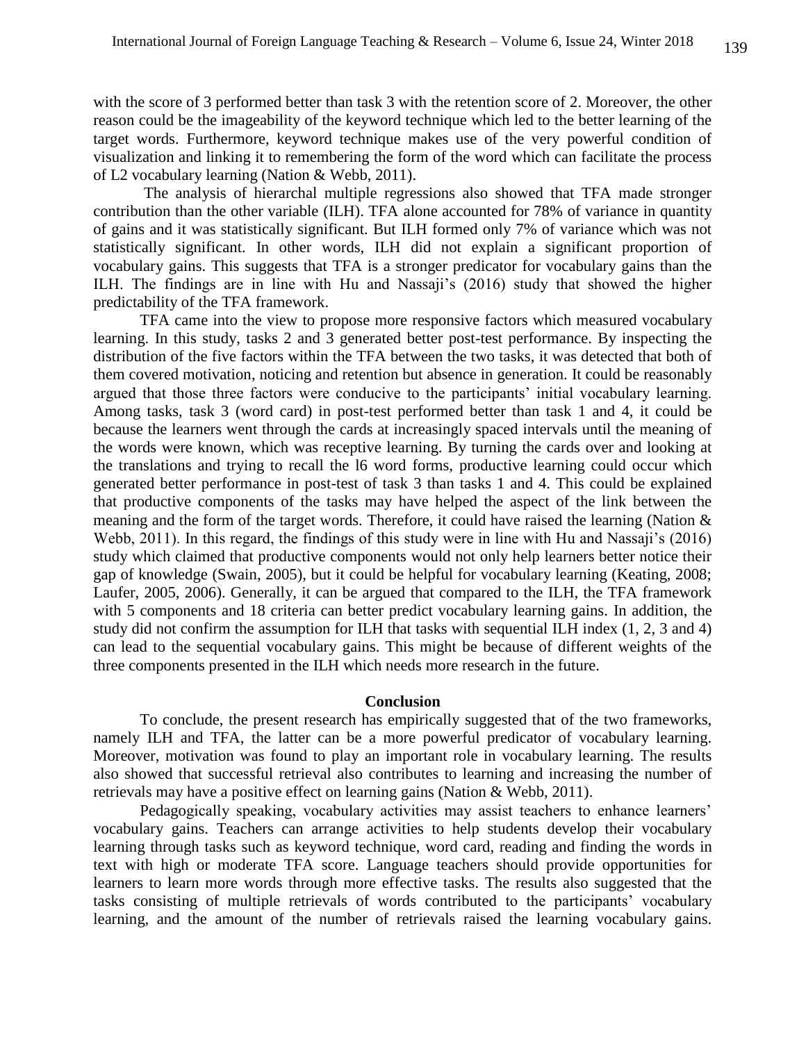with the score of 3 performed better than task 3 with the retention score of 2. Moreover, the other reason could be the imageability of the keyword technique which led to the better learning of the target words. Furthermore, keyword technique makes use of the very powerful condition of visualization and linking it to remembering the form of the word which can facilitate the process of L2 vocabulary learning (Nation & Webb, 2011).

The analysis of hierarchal multiple regressions also showed that TFA made stronger contribution than the other variable (ILH). TFA alone accounted for 78% of variance in quantity of gains and it was statistically significant. But ILH formed only 7% of variance which was not statistically significant. In other words, ILH did not explain a significant proportion of vocabulary gains. This suggests that TFA is a stronger predicator for vocabulary gains than the ILH. The findings are in line with Hu and Nassaji's (2016) study that showed the higher predictability of the TFA framework.

TFA came into the view to propose more responsive factors which measured vocabulary learning. In this study, tasks 2 and 3 generated better post-test performance. By inspecting the distribution of the five factors within the TFA between the two tasks, it was detected that both of them covered motivation, noticing and retention but absence in generation. It could be reasonably argued that those three factors were conducive to the participants' initial vocabulary learning. Among tasks, task 3 (word card) in post-test performed better than task 1 and 4, it could be because the learners went through the cards at increasingly spaced intervals until the meaning of the words were known, which was receptive learning. By turning the cards over and looking at the translations and trying to recall the l6 word forms, productive learning could occur which generated better performance in post-test of task 3 than tasks 1 and 4. This could be explained that productive components of the tasks may have helped the aspect of the link between the meaning and the form of the target words. Therefore, it could have raised the learning (Nation & Webb, 2011). In this regard, the findings of this study were in line with Hu and Nassaji's (2016) study which claimed that productive components would not only help learners better notice their gap of knowledge (Swain, 2005), but it could be helpful for vocabulary learning (Keating, 2008; Laufer, 2005, 2006). Generally, it can be argued that compared to the ILH, the TFA framework with 5 components and 18 criteria can better predict vocabulary learning gains. In addition, the study did not confirm the assumption for ILH that tasks with sequential ILH index (1, 2, 3 and 4) can lead to the sequential vocabulary gains. This might be because of different weights of the three components presented in the ILH which needs more research in the future.

## Conclusion

To conclude, the present research has empirically suggested that of the two frameworks, namely ILH and TFA, the latter can be a more powerful predicator of vocabulary learning. Moreover, motivation was found to play an important role in vocabulary learning. The results also showed that successful retrieval also contributes to learning and increasing the number of retrievals may have a positive effect on learning gains (Nation & Webb, 2011).

Pedagogically speaking, vocabulary activities may assist teachers to enhance learners' vocabulary gains. Teachers can arrange activities to help students develop their vocabulary learning through tasks such as keyword technique, word card, reading and finding the words in text with high or moderate TFA score. Language teachers should provide opportunities for learners to learn more words through more effective tasks. The results also suggested that the tasks consisting of multiple retrievals of words contributed to the participants' vocabulary learning, and the amount of the number of retrievals raised the learning vocabulary gains.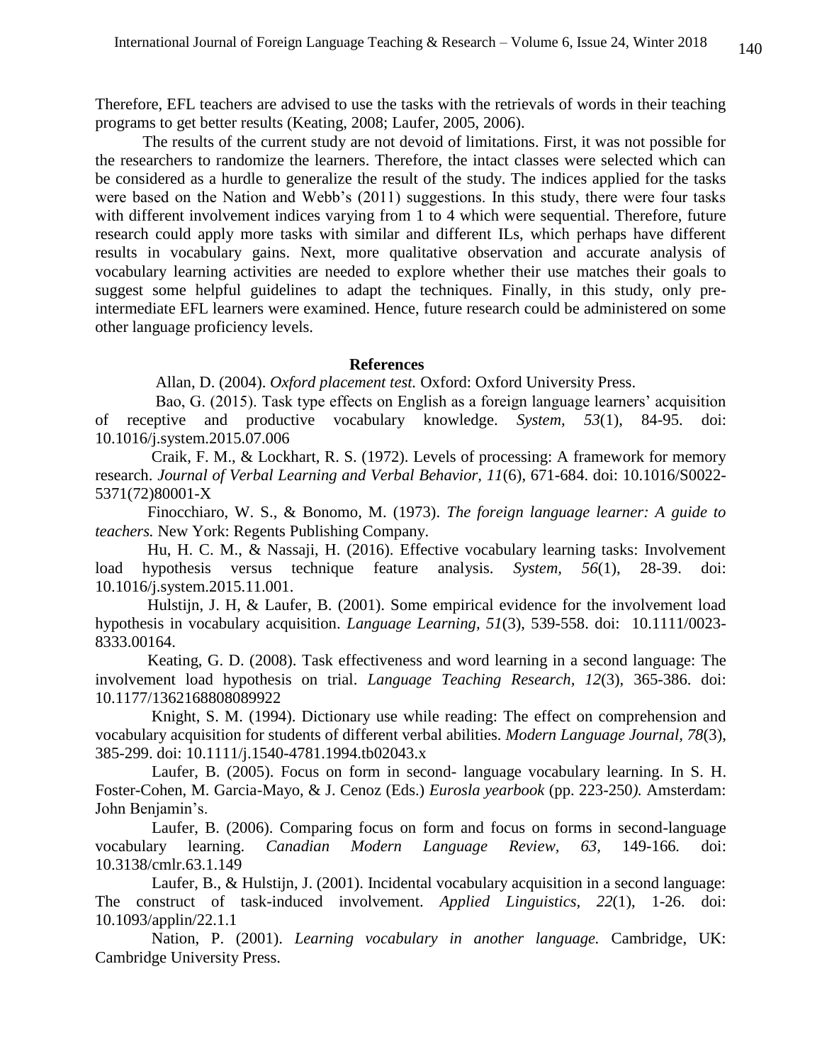Therefore, EFL teachers are advised to use the tasks with the retrievals of words in their teaching programs to get better results (Keating, 2008; Laufer, 2005, 2006).

The results of the current study are not devoid of limitations. First, it was not possible for the researchers to randomize the learners. Therefore, the intact classes were selected which can be considered as a hurdle to generalize the result of the study. The indices applied for the tasks were based on the Nation and Webb's (2011) suggestions. In this study, there were four tasks with different involvement indices varying from 1 to 4 which were sequential. Therefore, future research could apply more tasks with similar and different ILs, which perhaps have different results in vocabulary gains. Next, more qualitative observation and accurate analysis of vocabulary learning activities are needed to explore whether their use matches their goals to suggest some helpful guidelines to adapt the techniques. Finally, in this study, only pre-intermediate EFL learners were examined. Hence, future research could be administered on some other language proficiency levels.

## References

Allan, D. (2004). *Oxford placement test.* Oxford: Oxford University Press.

Bao, G. (2015). Task type effects on English as a foreign language learners' acquisition of receptive and productive vocabulary knowledge. *System, 53*(1), 84-95. doi: 10.1016/j.system.2015.07.006

Craik, F. M., & Lockhart, R. S. (1972). Levels of processing: A framework for memory research. *Journal of Verbal Learning and Verbal Behavior, 11*(6), 671-684. doi: 10.1016/S0022-5371(72)80001-X

Finocchiaro, W. S., & Bonomo, M. (1973). *The foreign language learner: A guide to teachers.* New York: Regents Publishing Company.

Hu, H. C. M., & Nassaji, H. (2016). Effective vocabulary learning tasks: Involvement load hypothesis versus technique feature analysis. *System, 56*(1), 28-39. doi: 10.1016/j.system.2015.11.001.

Hulstijn, J. H, & Laufer, B. (2001). Some empirical evidence for the involvement load hypothesis in vocabulary acquisition. *Language Learning, 51*(3), 539-558. doi: 10.1111/0023-8333.00164.

Keating, G. D. (2008). Task effectiveness and word learning in a second language: The involvement load hypothesis on trial. *Language Teaching Research, 12*(3), 365-386. doi: 10.1177/1362168808089922

Knight, S. M. (1994). Dictionary use while reading: The effect on comprehension and vocabulary acquisition for students of different verbal abilities. *Modern Language Journal, 78*(3), 385-299. doi: 10.1111/j.1540-4781.1994.tb02043.x

Laufer, B. (2005). Focus on form in second- language vocabulary learning. In S. H. Foster-Cohen, M. Garcia-Mayo, & J. Cenoz (Eds.) *Eurosla yearbook* (pp. 223-250*).* Amsterdam: John Benjamin's.

Laufer, B. (2006). Comparing focus on form and focus on forms in second-language vocabulary learning. *Canadian Modern Language Review, 63,* 149-166*.* doi: 10.3138/cmlr.63.1.149

Laufer, B., & Hulstijn, J. (2001). Incidental vocabulary acquisition in a second language: The construct of task-induced involvement. *Applied Linguistics, 22*(1), 1-26. doi: 10.1093/applin/22.1.1

Nation, P. (2001). *Learning vocabulary in another language.* Cambridge, UK: Cambridge University Press.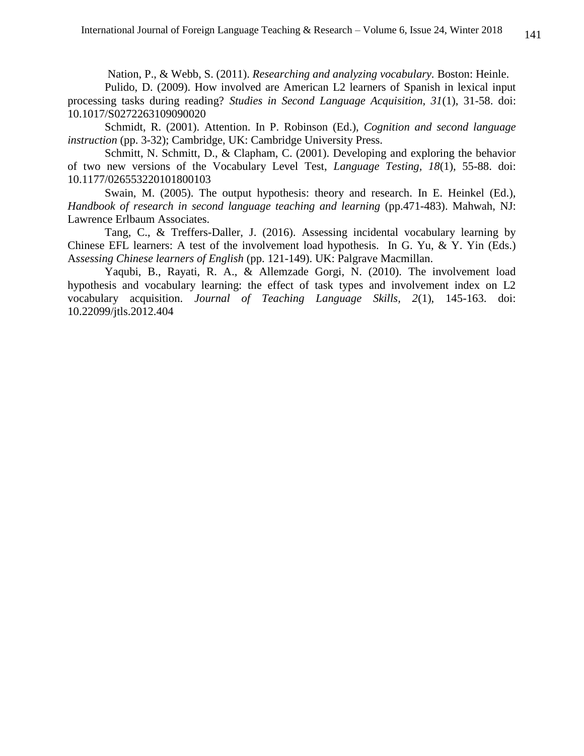Nation, P., & Webb, S. (2011). *Researching and analyzing vocabulary*. Boston: Heinle.

Pulido, D. (2009). How involved are American L2 learners of Spanish in lexical input processing tasks during reading? *Studies in Second Language Acquisition*, *31*(1), 31-58. doi: 10.1017/S0272263109090020

Schmidt, R. (2001). Attention. In P. Robinson (Ed.), *Cognition and second language instruction* (pp. 3-32); Cambridge, UK: Cambridge University Press.

Schmitt, N. Schmitt, D., & Clapham, C. (2001). Developing and exploring the behavior of two new versions of the Vocabulary Level Test, *Language Testing, 18*(1), 55-88. doi: 10.1177/026553220101800103

Swain, M. (2005). The output hypothesis: theory and research. In E. Heinkel (Ed.), *Handbook of research in second language teaching and learning* (pp.471-483). Mahwah, NJ: Lawrence Erlbaum Associates.

Tang, C., & Treffers-Daller, J. (2016). Assessing incidental vocabulary learning by Chinese EFL learners: A test of the involvement load hypothesis. In G. Yu, & Y. Yin (Eds.) *Assessing Chinese learners of English* (pp. 121-149). UK: Palgrave Macmillan.

Yaqubi, B., Rayati, R. A., & Allemzade Gorgi, N. (2010). The involvement load hypothesis and vocabulary learning: the effect of task types and involvement index on L2 vocabulary acquisition. *Journal of Teaching Language Skills, 2*(1), 145-163. doi: 10.22099/jtls.2012.404